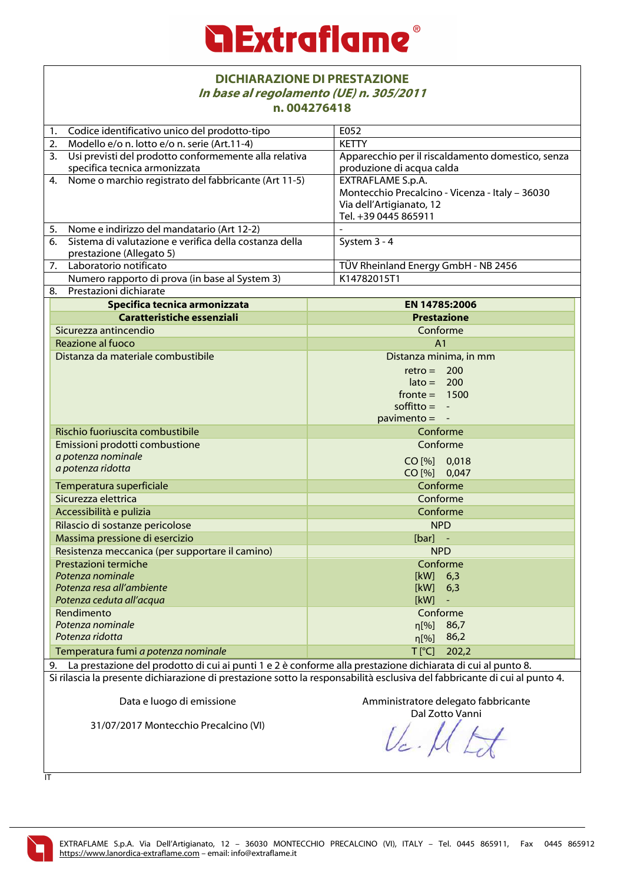# Extraflame®

## DICHIARAZIONE DI PRESTAZIONE

***In base al regolamento (UE) n. 305/2011***

**n. 004276418**

| | |
|---|---|
| 1. Codice identificativo unico del prodotto-tipo | E052 |
| 2. Modello e/o n. lotto e/o n. serie (Art.11-4) | KETTY |
| 3. Usi previsti del prodotto conformemente alla relativa specifica tecnica armonizzata | Apparecchio per il riscaldamento domestico, senza produzione di acqua calda |
| 4. Nome o marchio registrato del fabbricante (Art 11-5) | EXTRAFLAME S.p.A.<br>Montecchio Precalcino - Vicenza - Italy – 36030<br>Via dell'Artigianato, 12<br>Tel. +39 0445 865911 |
| 5. Nome e indirizzo del mandatario (Art 12-2) | - |
| 6. Sistema di valutazione e verifica della costanza della prestazione (Allegato 5) | System 3 - 4 |
| 7. Laboratorio notificato | TÜV Rheinland Energy GmbH - NB 2456 |
| Numero rapporto di prova (in base al System 3) | K14782015T1 |
| 8. Prestazioni dichiarate | |

| **Specifica tecnica armonizzata** | **EN 14785:2006** |
|---|---|
| **Caratteristiche essenziali** | **Prestazione** |
| Sicurezza antincendio | Conforme |
| Reazione al fuoco | A1 |
| Distanza da materiale combustibile | Distanza minima, in mm<br>retro = 200<br>lato = 200<br>fronte = 1500<br>soffitto = -<br>pavimento = - |
| Rischio fuoriuscita combustibile | Conforme |
| Emissioni prodotti combustione<br>*a potenza nominale*<br>*a potenza ridotta* | Conforme<br>CO [%] 0,018<br>CO [%] 0,047 |
| Temperatura superficiale | Conforme |
| Sicurezza elettrica | Conforme |
| Accessibilità e pulizia | Conforme |
| Rilascio di sostanze pericolose | NPD |
| Massima pressione di esercizio | [bar] - |
| Resistenza meccanica (per supportare il camino) | NPD |
| Prestazioni termiche<br>*Potenza nominale*<br>*Potenza resa all'ambiente*<br>*Potenza ceduta all'acqua* | Conforme<br>[kW] 6,3<br>[kW] 6,3<br>[kW] - |
| Rendimento<br>*Potenza nominale*<br>*Potenza ridotta* | Conforme<br>η[%] 86,7<br>η[%] 86,2 |
| Temperatura fumi *a potenza nominale* | T [°C] 202,2 |

9. La prestazione del prodotto di cui ai punti 1 e 2 è conforme alla prestazione dichiarata di cui al punto 8.

Si rilascia la presente dichiarazione di prestazione sotto la responsabilità esclusiva del fabbricante di cui al punto 4.

Data e luogo di emissione

31/07/2017 Montecchio Precalcino (VI)

Amministratore delegato fabbricante
Dal Zotto Vanni

IT

EXTRAFLAME S.p.A. Via Dell'Artigianato, 12 – 36030 MONTECCHIO PRECALCINO (VI), ITALY – Tel. 0445 865911, Fax 0445 865912
https://www.lanordica-extraflame.com – email: info@extraflame.it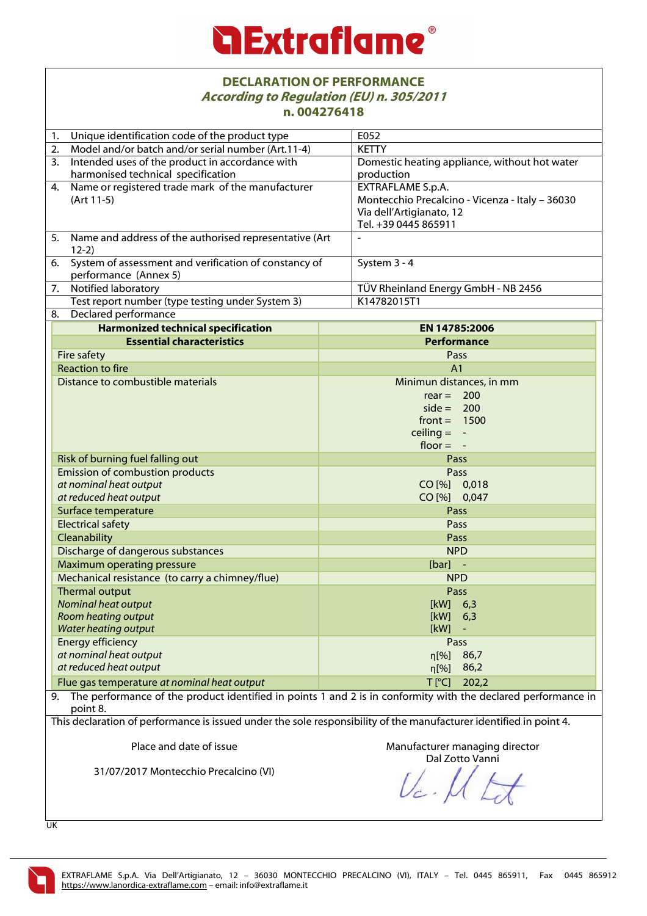# DECLARATION OF PERFORMANCE

## *According to Regulation (EU) n. 305/2011*

## n. 004276418

| | | |
|---|---|---|
| 1. | Unique identification code of the product type | E052 |
| 2. | Model and/or batch and/or serial number (Art.11-4) | KETTY |
| 3. | Intended uses of the product in accordance with harmonised technical specification | Domestic heating appliance, without hot water production |
| 4. | Name or registered trade mark of the manufacturer (Art 11-5) | EXTRAFLAME S.p.A.<br>Montecchio Precalcino - Vicenza - Italy – 36030<br>Via dell'Artigianato, 12<br>Tel. +39 0445 865911 |
| 5. | Name and address of the authorised representative (Art 12-2) | - |
| 6. | System of assessment and verification of constancy of performance (Annex 5) | System 3 - 4 |
| 7. | Notified laboratory | TÜV Rheinland Energy GmbH - NB 2456 |
| | Test report number (type testing under System 3) | K14782015T1 |
| 8. | Declared performance | |

| **Harmonized technical specification** | **EN 14785:2006** |
|---|---|
| **Essential characteristics** | **Performance** |
| Fire safety | Pass |
| Reaction to fire | A1 |
| Distance to combustible materials | Minimun distances, in mm<br>rear = 200<br>side = 200<br>front = 1500<br>ceiling = -<br>floor = - |
| Risk of burning fuel falling out | Pass |
| Emission of combustion products<br>*at nominal heat output*<br>*at reduced heat output* | Pass<br>CO [%] 0,018<br>CO [%] 0,047 |
| Surface temperature | Pass |
| Electrical safety | Pass |
| Cleanability | Pass |
| Discharge of dangerous substances | NPD |
| Maximum operating pressure | [bar] - |
| Mechanical resistance (to carry a chimney/flue) | NPD |
| Thermal output<br>*Nominal heat output*<br>*Room heating output*<br>*Water heating output* | Pass<br>[kW] 6,3<br>[kW] 6,3<br>[kW] - |
| Energy efficiency<br>*at nominal heat output*<br>*at reduced heat output* | Pass<br>η[%] 86,7<br>η[%] 86,2 |
| Flue gas temperature *at nominal heat output* | T [°C] 202,2 |

9. The performance of the product identified in points 1 and 2 is in conformity with the declared performance in point 8.

This declaration of performance is issued under the sole responsibility of the manufacturer identified in point 4.

Place and date of issue

31/07/2017 Montecchio Precalcino (VI)

Manufacturer managing director
Dal Zotto Vanni

UK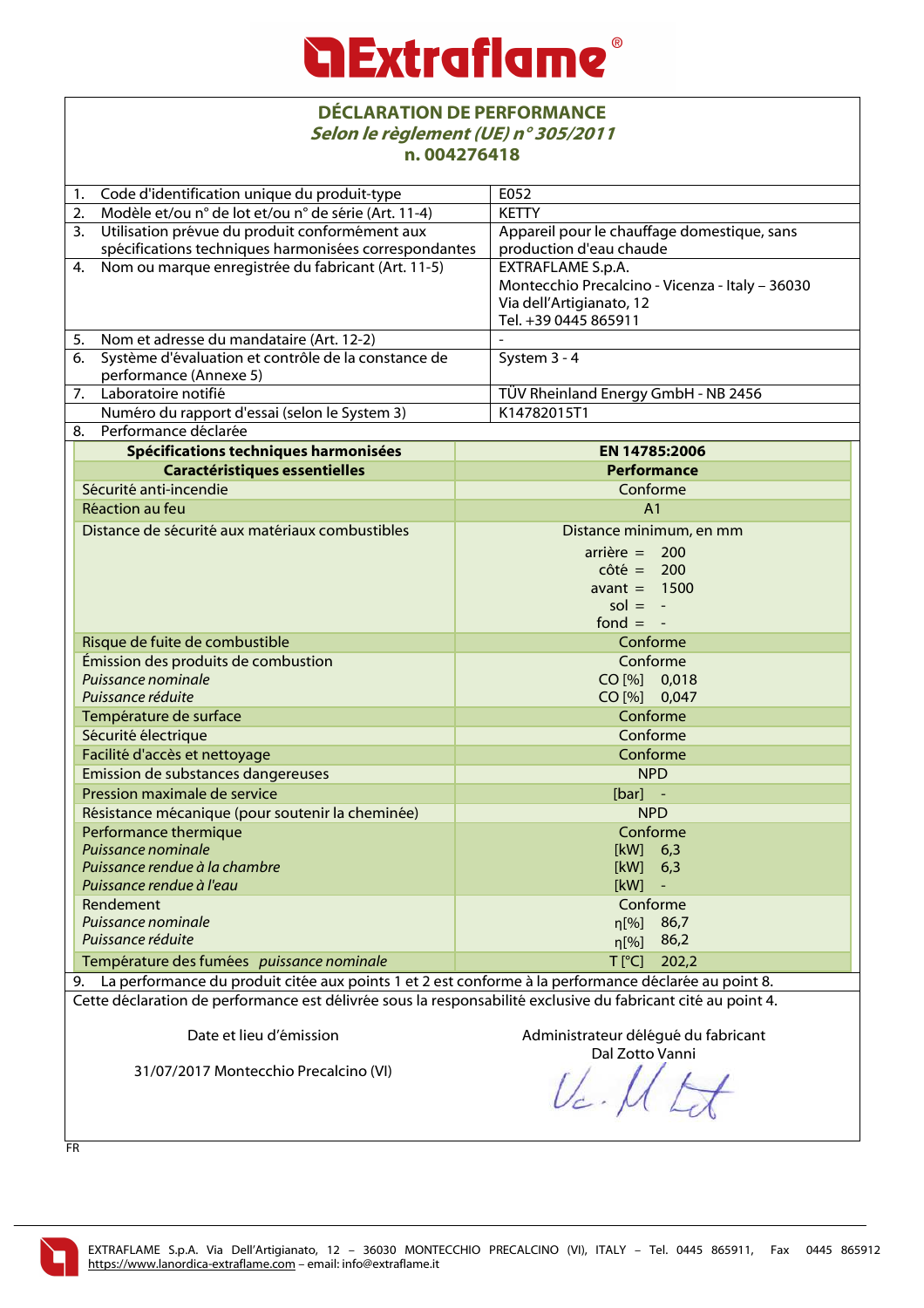# Extraflame®

## DÉCLARATION DE PERFORMANCE
***Selon le règlement (UE) n° 305/2011***
**n. 004276418**

| | |
|---|---|
| 1. Code d'identification unique du produit-type | E052 |
| 2. Modèle et/ou n° de lot et/ou n° de série (Art. 11-4) | KETTY |
| 3. Utilisation prévue du produit conformément aux spécifications techniques harmonisées correspondantes | Appareil pour le chauffage domestique, sans production d'eau chaude |
| 4. Nom ou marque enregistrée du fabricant (Art. 11-5) | EXTRAFLAME S.p.A.<br>Montecchio Precalcino - Vicenza - Italy – 36030<br>Via dell'Artigianato, 12<br>Tel. +39 0445 865911 |
| 5. Nom et adresse du mandataire (Art. 12-2) | - |
| 6. Système d'évaluation et contrôle de la constance de performance (Annexe 5) | System 3 - 4 |
| 7. Laboratoire notifié | TÜV Rheinland Energy GmbH - NB 2456 |
| Numéro du rapport d'essai (selon le System 3) | K14782015T1 |
| 8. Performance déclarée | |

| **Spécifications techniques harmonisées** | **EN 14785:2006** |
|---|---|
| **Caractéristiques essentielles** | **Performance** |
| Sécurité anti-incendie | Conforme |
| Réaction au feu | A1 |
| Distance de sécurité aux matériaux combustibles | Distance minimum, en mm<br>arrière = 200<br>côté = 200<br>avant = 1500<br>sol = -<br>fond = - |
| Risque de fuite de combustible | Conforme |
| Émission des produits de combustion<br>*Puissance nominale*<br>*Puissance réduite* | Conforme<br>CO [%] 0,018<br>CO [%] 0,047 |
| Température de surface | Conforme |
| Sécurité électrique | Conforme |
| Facilité d'accès et nettoyage | Conforme |
| Emission de substances dangereuses | NPD |
| Pression maximale de service | [bar] - |
| Résistance mécanique (pour soutenir la cheminée) | NPD |
| Performance thermique<br>*Puissance nominale*<br>*Puissance rendue à la chambre*<br>*Puissance rendue à l'eau* | Conforme<br>[kW] 6,3<br>[kW] 6,3<br>[kW] - |
| Rendement<br>*Puissance nominale*<br>*Puissance réduite* | Conforme<br>η[%] 86,7<br>η[%] 86,2 |
| Température des fumées *puissance nominale* | T [°C] 202,2 |

9. La performance du produit citée aux points 1 et 2 est conforme à la performance déclarée au point 8.

Cette déclaration de performance est délivrée sous la responsabilité exclusive du fabricant cité au point 4.

| Date et lieu d'émission | Administrateur délégué du fabricant |
|---|---|
| 31/07/2017 Montecchio Precalcino (VI) | Dal Zotto Vanni |

FR

EXTRAFLAME S.p.A. Via Dell'Artigianato, 12 – 36030 MONTECCHIO PRECALCINO (VI), ITALY – Tel. 0445 865911, Fax 0445 865912 https://www.lanordica-extraflame.com – email: info@extraflame.it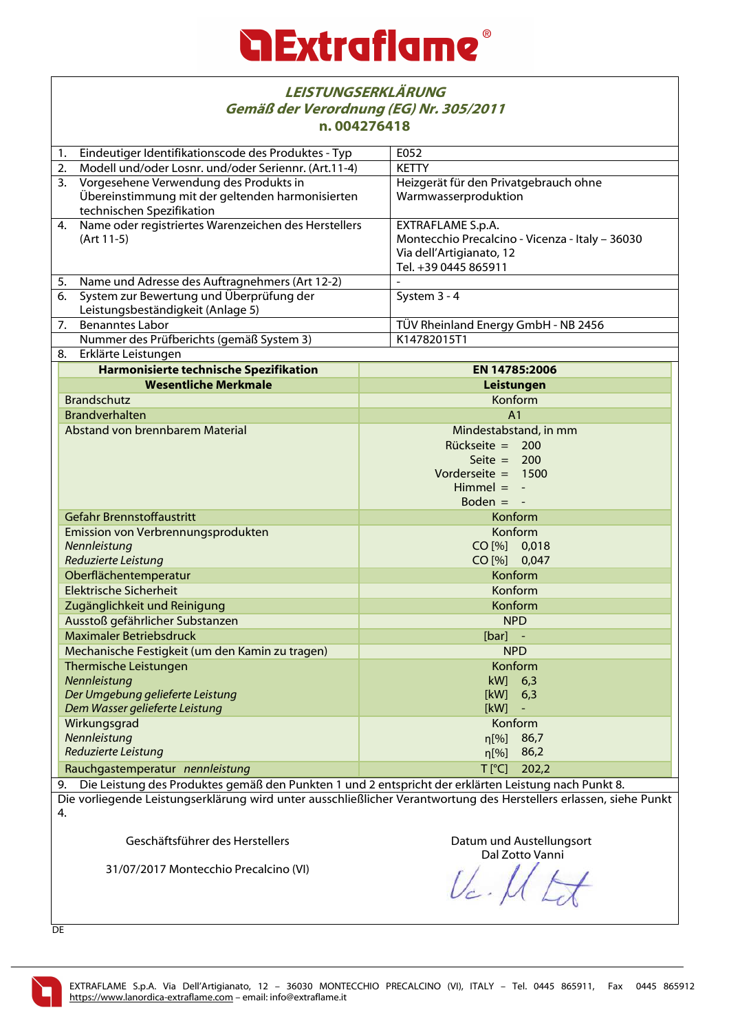# Extraflame

## LEISTUNGSERKLÄRUNG
## Gemäß der Verordnung (EG) Nr. 305/2011
## n. 004276418

| | | |
|---|---|---|
| 1. | Eindeutiger Identifikationscode des Produktes - Typ | E052 |
| 2. | Modell und/oder Losnr. und/oder Seriennr. (Art.11-4) | KETTY |
| 3. | Vorgesehene Verwendung des Produkts in Übereinstimmung mit der geltenden harmonisierten technischen Spezifikation | Heizgerät für den Privatgebrauch ohne Warmwasserproduktion |
| 4. | Name oder registriertes Warenzeichen des Herstellers (Art 11-5) | EXTRAFLAME S.p.A.<br>Montecchio Precalcino - Vicenza - Italy – 36030<br>Via dell'Artigianato, 12<br>Tel. +39 0445 865911 |
| 5. | Name und Adresse des Auftragnehmers (Art 12-2) | - |
| 6. | System zur Bewertung und Überprüfung der Leistungsbeständigkeit (Anlage 5) | System 3 - 4 |
| 7. | Benanntes Labor | TÜV Rheinland Energy GmbH - NB 2456 |
| | Nummer des Prüfberichts (gemäß System 3) | K14782015T1 |
| 8. | Erklärte Leistungen | |

| Harmonisierte technische Spezifikation | EN 14785:2006 |
|---|---|
| **Wesentliche Merkmale** | **Leistungen** |
| Brandschutz | Konform |
| Brandverhalten | A1 |
| Abstand von brennbarem Material | Mindestabstand, in mm<br>Rückseite = 200<br>Seite = 200<br>Vorderseite = 1500<br>Himmel = -<br>Boden = - |
| Gefahr Brennstoffaustritt | Konform |
| Emission von Verbrennungsprodukten<br>*Nennleistung*<br>*Reduzierte Leistung* | Konform<br>CO [%] 0,018<br>CO [%] 0,047 |
| Oberflächentemperatur | Konform |
| Elektrische Sicherheit | Konform |
| Zugänglichkeit und Reinigung | Konform |
| Ausstoß gefährlicher Substanzen | NPD |
| Maximaler Betriebsdruck | [bar] - |
| Mechanische Festigkeit (um den Kamin zu tragen) | NPD |
| Thermische Leistungen<br>*Nennleistung*<br>*Der Umgebung gelieferte Leistung*<br>*Dem Wasser gelieferte Leistung* | Konform<br>kW] 6,3<br>[kW] 6,3<br>[kW] - |
| Wirkungsgrad<br>*Nennleistung*<br>*Reduzierte Leistung* | Konform<br>η[%] 86,7<br>η[%] 86,2 |
| Rauchgastemperatur *nennleistung* | T [°C] 202,2 |

9. Die Leistung des Produktes gemäß den Punkten 1 und 2 entspricht der erklärten Leistung nach Punkt 8.

Die vorliegende Leistungserklärung wird unter ausschließlicher Verantwortung des Herstellers erlassen, siehe Punkt 4.

Geschäftsführer des Herstellers

31/07/2017 Montecchio Precalcino (VI)

Datum und Austellungsort

Dal Zotto Vanni

DE

EXTRAFLAME S.p.A. Via Dell'Artigianato, 12 – 36030 MONTECCHIO PRECALCINO (VI), ITALY – Tel. 0445 865911, Fax 0445 865912 https://www.lanordica-extraflame.com – email: info@extraflame.it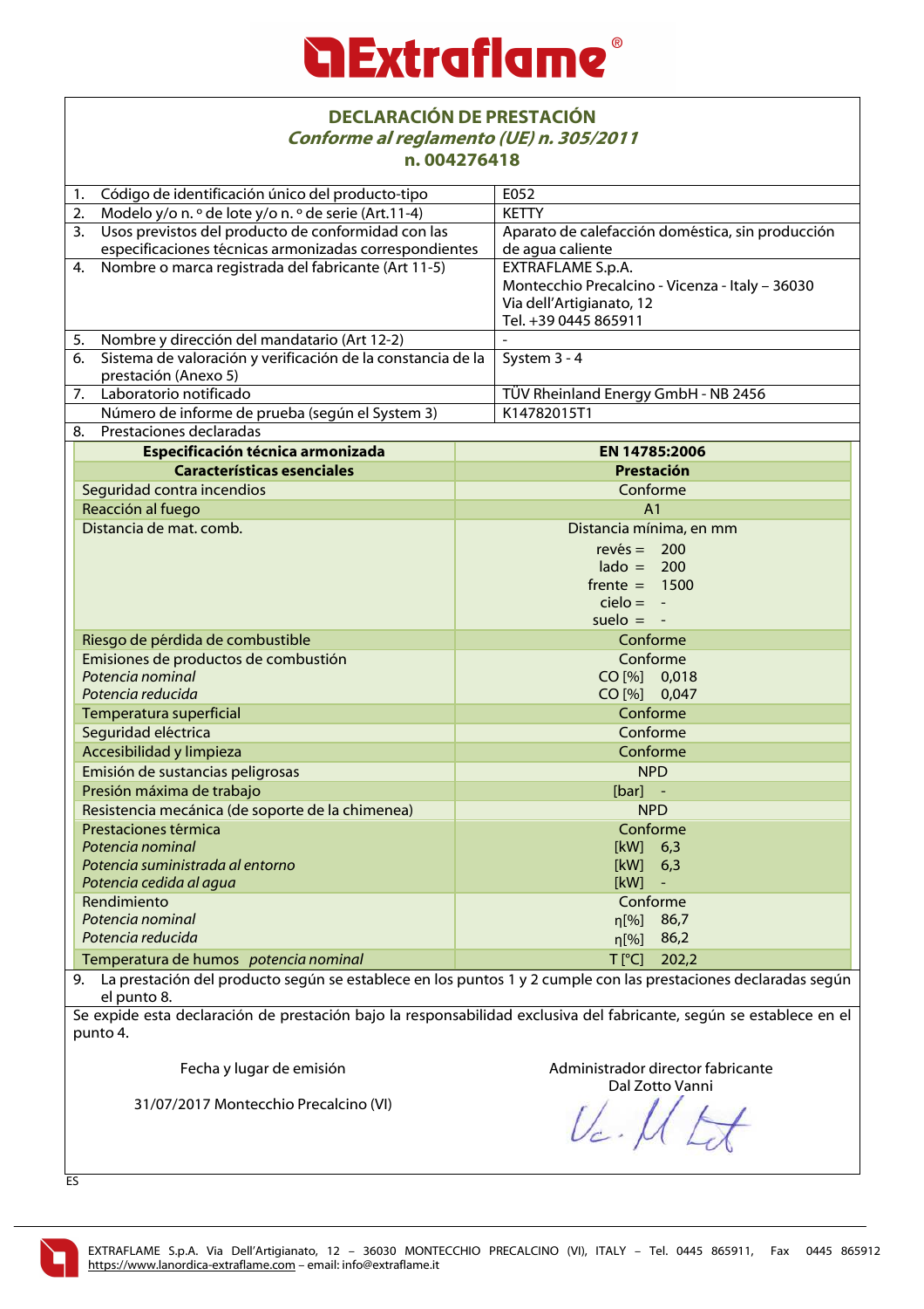# Extraflame®

## DECLARACIÓN DE PRESTACIÓN

### *Conforme al reglamento (UE) n. 305/2011*

### n. 004276418

| | | |
|---|---|---|
| 1. | Código de identificación único del producto-tipo | E052 |
| 2. | Modelo y/o n. º de lote y/o n. º de serie (Art.11-4) | KETTY |
| 3. | Usos previstos del producto de conformidad con las especificaciones técnicas armonizadas correspondientes | Aparato de calefacción doméstica, sin producción de agua caliente |
| 4. | Nombre o marca registrada del fabricante (Art 11-5) | EXTRAFLAME S.p.A.<br>Montecchio Precalcino - Vicenza - Italy – 36030<br>Via dell'Artigianato, 12<br>Tel. +39 0445 865911 |
| 5. | Nombre y dirección del mandatario (Art 12-2) | - |
| 6. | Sistema de valoración y verificación de la constancia de la prestación (Anexo 5) | System 3 - 4 |
| 7. | Laboratorio notificado | TÜV Rheinland Energy GmbH - NB 2456 |
| | Número de informe de prueba (según el System 3) | K14782015T1 |
| 8. | Prestaciones declaradas | |

| Especificación técnica armonizada | EN 14785:2006 |
|---|---|
| **Características esenciales** | **Prestación** |
| Seguridad contra incendios | Conforme |
| Reacción al fuego | A1 |
| Distancia de mat. comb. | Distancia mínima, en mm<br>revès = 200<br>lado = 200<br>frente = 1500<br>cielo = -<br>suelo = - |
| Riesgo de pérdida de combustible | Conforme |
| Emisiones de productos de combustión<br>*Potencia nominal*<br>*Potencia reducida* | Conforme<br>CO [%] 0,018<br>CO [%] 0,047 |
| Temperatura superficial | Conforme |
| Seguridad eléctrica | Conforme |
| Accesibilidad y limpieza | Conforme |
| Emisión de sustancias peligrosas | NPD |
| Presión máxima de trabajo | [bar] - |
| Resistencia mecánica (de soporte de la chimenea) | NPD |
| Prestaciones térmica<br>*Potencia nominal*<br>*Potencia suministrada al entorno*<br>*Potencia cedida al agua* | Conforme<br>[kW] 6,3<br>[kW] 6,3<br>[kW] - |
| Rendimiento<br>*Potencia nominal*<br>*Potencia reducida* | Conforme<br>η[%] 86,7<br>η[%] 86,2 |
| Temperatura de humos *potencia nominal* | T [°C] 202,2 |

9. La prestación del producto según se establece en los puntos 1 y 2 cumple con las prestaciones declaradas según el punto 8.

Se expide esta declaración de prestación bajo la responsabilidad exclusiva del fabricante, según se establece en el punto 4.

Fecha y lugar de emisión

31/07/2017 Montecchio Precalcino (VI)

Administrador director fabricante
Dal Zotto Vanni

ES

EXTRAFLAME S.p.A. Via Dell'Artigianato, 12 – 36030 MONTECCHIO PRECALCINO (VI), ITALY – Tel. 0445 865911, Fax 0445 865912 https://www.lanordica-extraflame.com – email: info@extraflame.it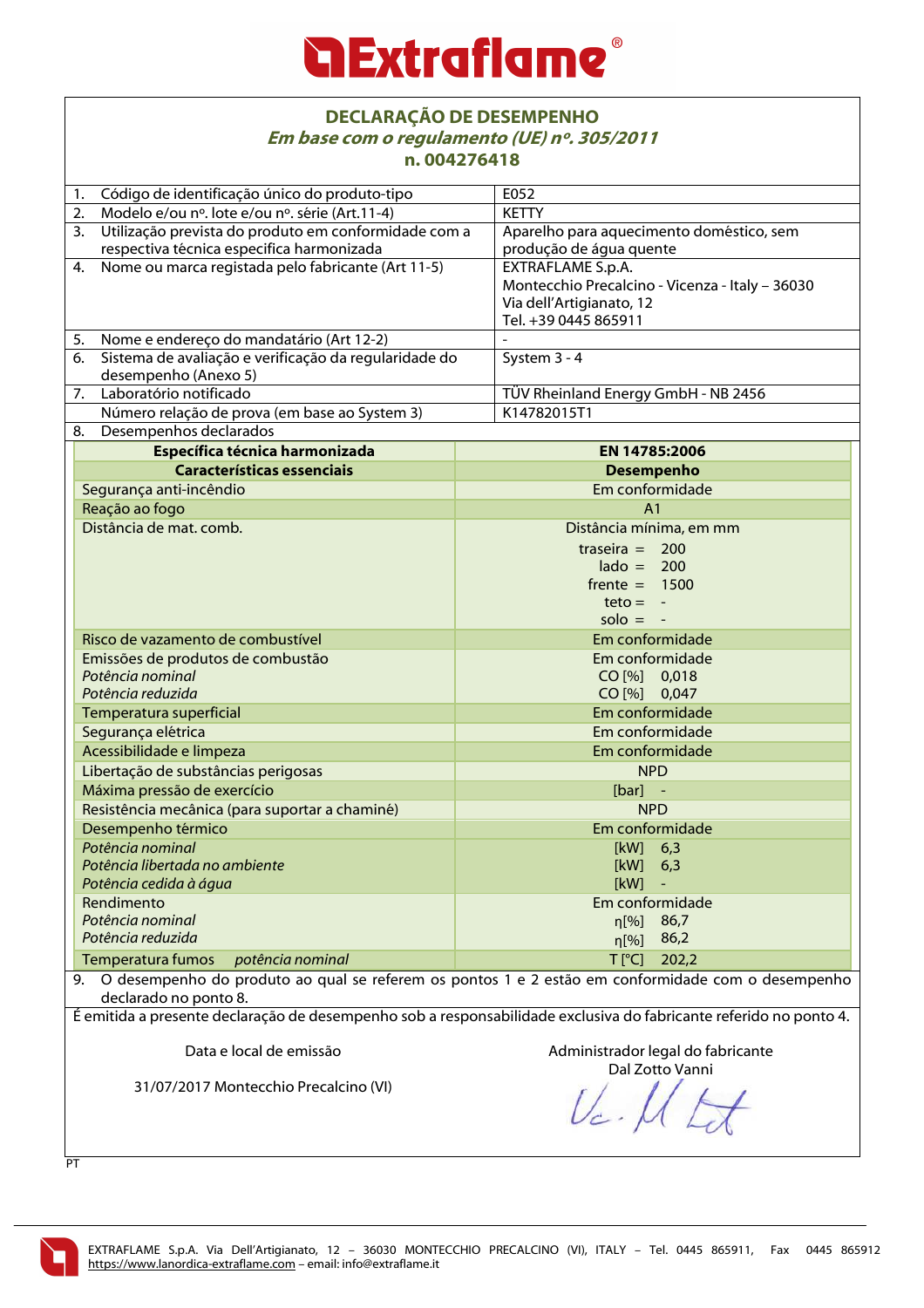**Extraflame®**

## DECLARAÇÃO DE DESEMPENHO

***Em base com o regulamento (UE) nº. 305/2011***

**n. 004276418**

| | |
|---|---|
| 1. Código de identificação único do produto-tipo | E052 |
| 2. Modelo e/ou nº. lote e/ou nº. série (Art.11-4) | KETTY |
| 3. Utilização prevista do produto em conformidade com a respectiva técnica especifica harmonizada | Aparelho para aquecimento doméstico, sem produção de água quente |
| 4. Nome ou marca registada pelo fabricante (Art 11-5) | EXTRAFLAME S.p.A.<br>Montecchio Precalcino - Vicenza - Italy – 36030<br>Via dell'Artigianato, 12<br>Tel. +39 0445 865911 |
| 5. Nome e endereço do mandatário (Art 12-2) | - |
| 6. Sistema de avaliação e verificação da regularidade do desempenho (Anexo 5) | System 3 - 4 |
| 7. Laboratório notificado | TÜV Rheinland Energy GmbH - NB 2456 |
| Número relação de prova (em base ao System 3) | K14782015T1 |
| 8. Desempenhos declarados | |

| Específica técnica harmonizada | EN 14785:2006 |
|---|---|
| **Características essenciais** | **Desempenho** |
| Segurança anti-incêndio | Em conformidade |
| Reação ao fogo | A1 |
| Distância de mat. comb. | Distância mínima, em mm<br>traseira = 200<br>lado = 200<br>frente = 1500<br>teto = -<br>solo = - |
| Risco de vazamento de combustível | Em conformidade |
| Emissões de produtos de combustão<br>*Potência nominal*<br>*Potência reduzida* | Em conformidade<br>CO [%] 0,018<br>CO [%] 0,047 |
| Temperatura superficial | Em conformidade |
| Segurança elétrica | Em conformidade |
| Acessibilidade e limpeza | Em conformidade |
| Libertação de substâncias perigosas | NPD |
| Máxima pressão de exercício | [bar] - |
| Resistência mecânica (para suportar a chaminé) | NPD |
| Desempenho térmico<br>*Potência nominal*<br>*Potência libertada no ambiente*<br>*Potência cedida à água* | Em conformidade<br>[kW] 6,3<br>[kW] 6,3<br>[kW] - |
| Rendimento<br>*Potência nominal*<br>*Potência reduzida* | Em conformidade<br>η[%] 86,7<br>η[%] 86,2 |
| Temperatura fumos *potência nominal* | T [°C] 202,2 |

9. O desempenho do produto ao qual se referem os pontos 1 e 2 estão em conformidade com o desempenho declarado no ponto 8.

É emitida a presente declaração de desempenho sob a responsabilidade exclusiva do fabricante referido no ponto 4.

Data e local de emissão

31/07/2017 Montecchio Precalcino (VI)

Administrador legal do fabricante
Dal Zotto Vanni

PT

EXTRAFLAME S.p.A. Via Dell'Artigianato, 12 – 36030 MONTECCHIO PRECALCINO (VI), ITALY – Tel. 0445 865911, Fax 0445 865912
https://www.lanordica-extraflame.com – email: info@extraflame.it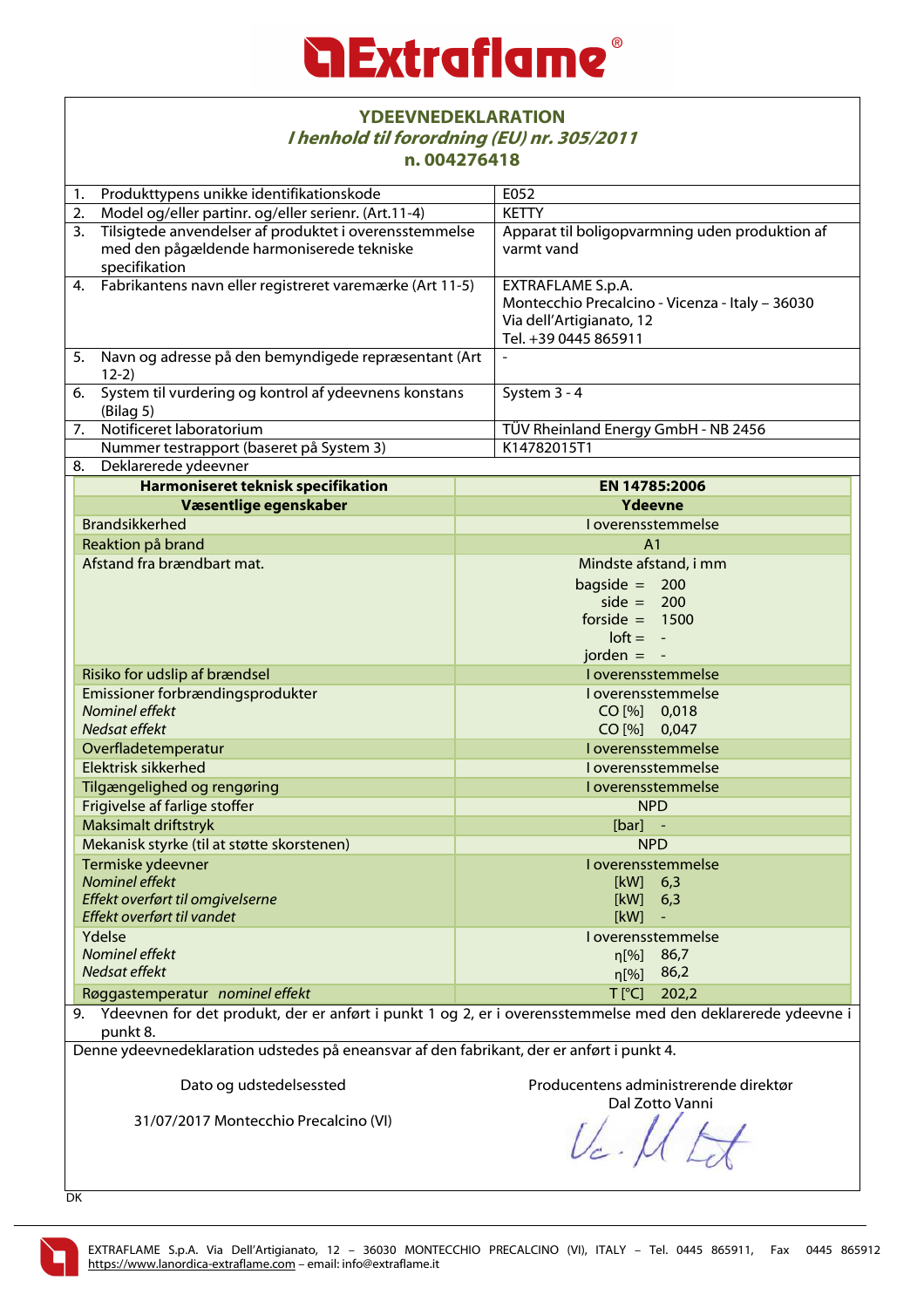# Extraflame

## YDEEVNEDEKLARATION

***I henhold til forordning (EU) nr. 305/2011***

**n. 004276418**

| | | |
|---|---|---|
| 1. | Produkttypens unikke identifikationskode | E052 |
| 2. | Model og/eller partinr. og/eller serienr. (Art.11-4) | KETTY |
| 3. | Tilsigtede anvendelser af produktet i overensstemmelse med den pågældende harmoniserede tekniske specifikation | Apparat til boligopvarmning uden produktion af varmt vand |
| 4. | Fabrikantens navn eller registreret varemærke (Art 11-5) | EXTRAFLAME S.p.A.<br>Montecchio Precalcino - Vicenza - Italy – 36030<br>Via dell'Artigianato, 12<br>Tel. +39 0445 865911 |
| 5. | Navn og adresse på den bemyndigede repræsentant (Art 12-2) | - |
| 6. | System til vurdering og kontrol af ydeevnens konstans (Bilag 5) | System 3 - 4 |
| 7. | Notificeret laboratorium | TÜV Rheinland Energy GmbH - NB 2456 |
| | Nummer testrapport (baseret på System 3) | K14782015T1 |
| 8. | Deklarerede ydeevner | |

| **Harmoniseret teknisk specifikation** | **EN 14785:2006** |
|---|---|
| **Væsentlige egenskaber** | **Ydeevne** |
| Brandsikkerhed | I overensstemmelse |
| Reaktion på brand | A1 |
| Afstand fra brændbart mat. | Mindste afstand, i mm<br>bagside = 200<br>side = 200<br>forside = 1500<br>loft = -<br>jorden = - |
| Risiko for udslip af brændsel | I overensstemmelse |
| Emissioner forbrændingsprodukter<br>*Nominel effekt*<br>*Nedsat effekt* | I overensstemmelse<br>CO [%] 0,018<br>CO [%] 0,047 |
| Overfladetemperatur | I overensstemmelse |
| Elektrisk sikkerhed | I overensstemmelse |
| Tilgængelighed og rengøring | I overensstemmelse |
| Frigivelse af farlige stoffer | NPD |
| Maksimalt driftstryk | [bar] - |
| Mekanisk styrke (til at støtte skorstenen) | NPD |
| Termiske ydeevner<br>*Nominel effekt*<br>*Effekt overført til omgivelserne*<br>*Effekt overført til vandet* | I overensstemmelse<br>[kW] 6,3<br>[kW] 6,3<br>[kW] - |
| Ydelse<br>*Nominel effekt*<br>*Nedsat effekt* | I overensstemmelse<br>η[%] 86,7<br>η[%] 86,2 |
| Røggastemperatur *nominel effekt* | T [°C] 202,2 |

9. Ydeevnen for det produkt, der er anført i punkt 1 og 2, er i overensstemmelse med den deklarerede ydeevne i punkt 8.

Denne ydeevnedeklaration udstedes på eneansvar af den fabrikant, der er anført i punkt 4.

Dato og udstedelsessted

31/07/2017 Montecchio Precalcino (VI)

Producentens administrerende direktør
Dal Zotto Vanni

DK

EXTRAFLAME S.p.A. Via Dell'Artigianato, 12 – 36030 MONTECCHIO PRECALCINO (VI), ITALY – Tel. 0445 865911, Fax 0445 865912
https://www.lanordica-extraflame.com – email: info@extraflame.it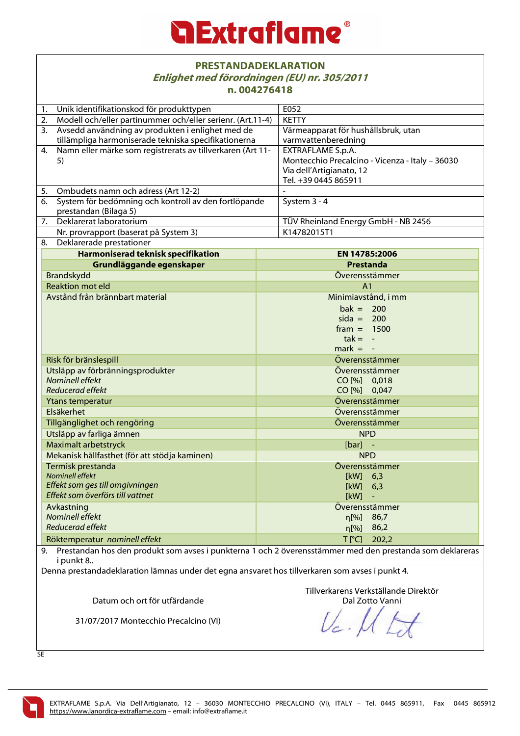# Extraflame®

## PRESTANDADEKLARATION

***Enlighet med förordningen (EU) nr. 305/2011***

**n. 004276418**

| | | |
|---|---|---|
| 1. | Unik identifikationskod för produkttypen | E052 |
| 2. | Modell och/eller partinummer och/eller serienr. (Art.11-4) | KETTY |
| 3. | Avsedd användning av produkten i enlighet med de tillämpliga harmoniserade tekniska specifikationerna | Värmeapparat för hushållsbruk, utan varmvattenberedning |
| 4. | Namn eller märke som registrerats av tillverkaren (Art 11-5) | EXTRAFLAME S.p.A.<br>Montecchio Precalcino - Vicenza - Italy – 36030<br>Via dell'Artigianato, 12<br>Tel. +39 0445 865911 |
| 5. | Ombudets namn och adress (Art 12-2) | - |
| 6. | System för bedömning och kontroll av den fortlöpande prestandan (Bilaga 5) | System 3 - 4 |
| 7. | Deklarerat laboratorium | TÜV Rheinland Energy GmbH - NB 2456 |
| | Nr. provrapport (baserat på System 3) | K14782015T1 |
| 8. | Deklarerade prestationer | |

| **Harmoniserad teknisk specifikation** | **EN 14785:2006** |
|---|---|
| **Grundläggande egenskaper** | **Prestanda** |
| Brandskydd | Överensstämmer |
| Reaktion mot eld | A1 |
| Avstånd från brännbart material | Minimiavstånd, i mm<br>bak = 200<br>sida = 200<br>fram = 1500<br>tak = -<br>mark = - |
| Risk för bränslespill | Överensstämmer |
| Utsläpp av förbränningsprodukter<br>*Nominell effekt*<br>*Reducerad effekt* | Överensstämmer<br>CO [%] 0,018<br>CO [%] 0,047 |
| Ytans temperatur | Överensstämmer |
| Elsäkerhet | Överensstämmer |
| Tillgänglighet och rengöring | Överensstämmer |
| Utsläpp av farliga ämnen | NPD |
| Maximalt arbetstryck | [bar] - |
| Mekanisk hållfasthet (för att stödja kaminen) | NPD |
| Termisk prestanda<br>*Nominell effekt*<br>*Effekt som ges till omgivningen*<br>*Effekt som överförs till vattnet* | Överensstämmer<br>[kW] 6,3<br>[kW] 6,3<br>[kW] - |
| Avkastning<br>*Nominell effekt*<br>*Reducerad effekt* | Överensstämmer<br>η[%] 86,7<br>η[%] 86,2 |
| Röktemperatur *nominell effekt* | T [°C] 202,2 |

9. Prestandan hos den produkt som avses i punkterna 1 och 2 överensstämmer med den prestanda som deklareras i punkt 8..

Denna prestandadeklaration lämnas under det egna ansvaret hos tillverkaren som avses i punkt 4.

Datum och ort för utfärdande

31/07/2017 Montecchio Precalcino (VI)

Tillverkarens Verkställande Direktör
Dal Zotto Vanni

SE

EXTRAFLAME S.p.A. Via Dell'Artigianato, 12 – 36030 MONTECCHIO PRECALCINO (VI), ITALY – Tel. 0445 865911, Fax 0445 865912
https://www.lanordica-extraflame.com – email: info@extraflame.it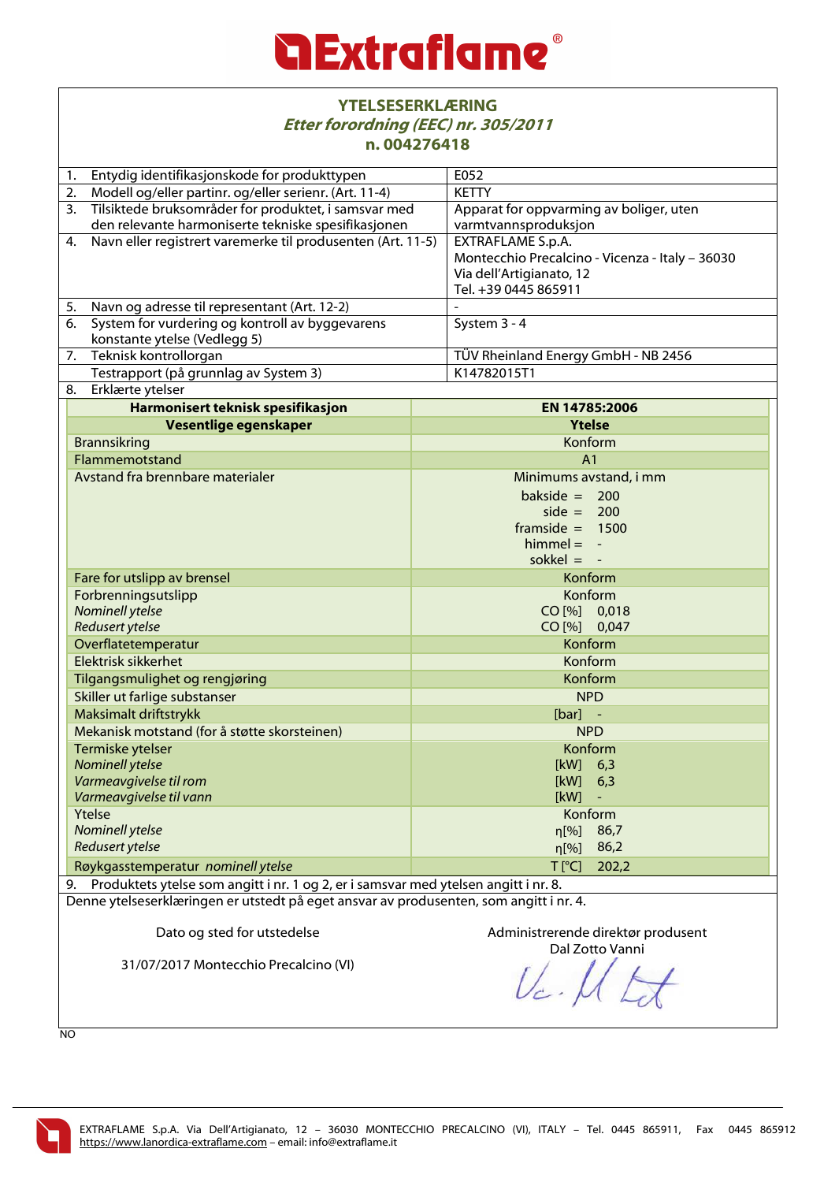# Extraflame®

## YTELSESERKLÆRING
### *Etter forordning (EEC) nr. 305/2011*
### n. 004276418

| | |
|---|---|
| 1. Entydig identifikasjonskode for produkttypen | E052 |
| 2. Modell og/eller partinr. og/eller serienr. (Art. 11-4) | KETTY |
| 3. Tilsiktede bruksområder for produktet, i samsvar med den relevante harmoniserte tekniske spesifikasjonen | Apparat for oppvarming av boliger, uten varmtvannsproduksjon |
| 4. Navn eller registrert varemerke til produsenten (Art. 11-5) | EXTRAFLAME S.p.A.<br>Montecchio Precalcino - Vicenza - Italy – 36030<br>Via dell'Artigianato, 12<br>Tel. +39 0445 865911 |
| 5. Navn og adresse til representant (Art. 12-2) | - |
| 6. System for vurdering og kontroll av byggevarens konstante ytelse (Vedlegg 5) | System 3 - 4 |
| 7. Teknisk kontrollorgan | TÜV Rheinland Energy GmbH - NB 2456 |
| Testrapport (på grunnlag av System 3) | K14782015T1 |
| 8. Erklærte ytelser | |

| **Harmonisert teknisk spesifikasjon** | **EN 14785:2006** |
|---|---|
| **Vesentlige egenskaper** | **Ytelse** |
| Brannsikring | Konform |
| Flammemotstand | A1 |
| Avstand fra brennbare materialer | Minimums avstand, i mm<br>bakside = 200<br>side = 200<br>framside = 1500<br>himmel = -<br>sokkel = - |
| Fare for utslipp av brensel | Konform |
| Forbrenningsutslipp<br>*Nominell ytelse*<br>*Redusert ytelse* | Konform<br>CO [%] 0,018<br>CO [%] 0,047 |
| Overflatetemperatur | Konform |
| Elektrisk sikkerhet | Konform |
| Tilgangsmulighet og rengjøring | Konform |
| Skiller ut farlige substanser | NPD |
| Maksimalt driftstrykk | [bar] - |
| Mekanisk motstand (for å støtte skorsteinen) | NPD |
| Termiske ytelser<br>*Nominell ytelse*<br>*Varmeavgivelse til rom*<br>*Varmeavgivelse til vann* | Konform<br>[kW] 6,3<br>[kW] 6,3<br>[kW] - |
| Ytelse<br>*Nominell ytelse*<br>*Redusert ytelse* | Konform<br>η[%] 86,7<br>η[%] 86,2 |
| Røykgasstemperatur *nominell ytelse* | T [°C] 202,2 |

9. Produktets ytelse som angitt i nr. 1 og 2, er i samsvar med ytelsen angitt i nr. 8.

Denne ytelseserklæringen er utstedt på eget ansvar av produsenten, som angitt i nr. 4.

Dato og sted for utstedelse

31/07/2017 Montecchio Precalcino (VI)

Administrerende direktør produsent
Dal Zotto Vanni

NO

EXTRAFLAME S.p.A. Via Dell'Artigianato, 12 – 36030 MONTECCHIO PRECALCINO (VI), ITALY – Tel. 0445 865911, Fax 0445 865912
https://www.lanordica-extraflame.com – email: info@extraflame.it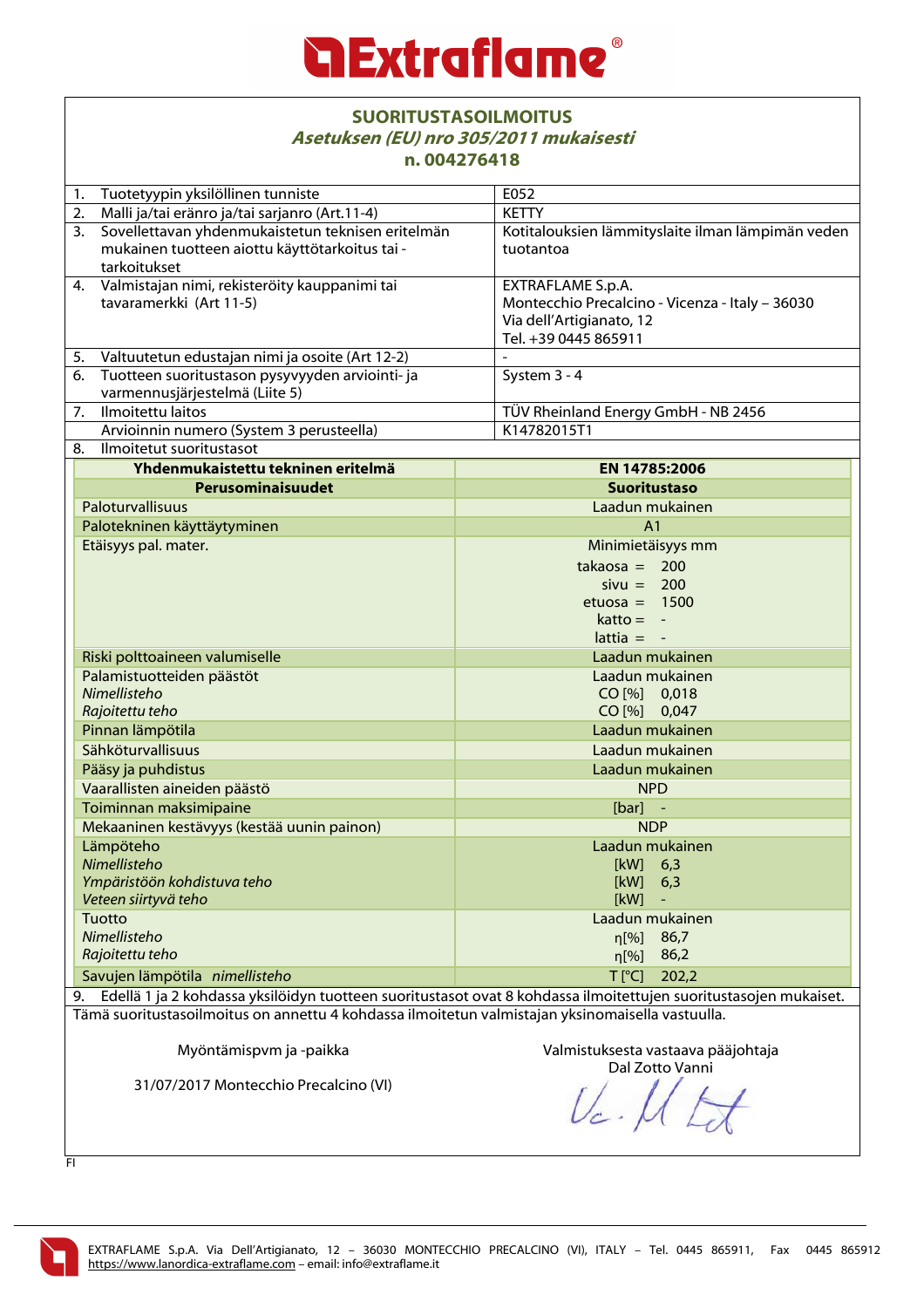**Extraflame®**

## SUORITUSTASOILMOITUS

***Asetuksen (EU) nro 305/2011 mukaisesti***

**n. 004276418**

| | | |
|---|---|---|
| 1. | Tuotetyypin yksilöllinen tunniste | E052 |
| 2. | Malli ja/tai eränro ja/tai sarjanro (Art.11-4) | KETTY |
| 3. | Sovellettavan yhdenmukaistetun teknisen eritelmän mukainen tuotteen aiottu käyttötarkoitus tai -tarkoitukset | Kotitalouksien lämmityslaite ilman lämpimän veden tuotantoa |
| 4. | Valmistajan nimi, rekisteröity kauppanimi tai tavaramerkki (Art 11-5) | EXTRAFLAME S.p.A.<br>Montecchio Precalcino - Vicenza - Italy – 36030<br>Via dell'Artigianato, 12<br>Tel. +39 0445 865911 |
| 5. | Valtuutetun edustajan nimi ja osoite (Art 12-2) | - |
| 6. | Tuotteen suoritustason pysyvyyden arviointi- ja varmennusjärjestelmä (Liite 5) | System 3 - 4 |
| 7. | Ilmoitettu laitos | TÜV Rheinland Energy GmbH - NB 2456 |
| | Arvioinnin numero (System 3 perusteella) | K14782015T1 |
| 8. | Ilmoitetut suoritustasot | |

| Yhdenmukaistettu tekninen eritelmä | EN 14785:2006 |
|---|---|
| **Perusominaisuudet** | **Suoritustaso** |
| Paloturvallisuus | Laadun mukainen |
| Palotekninen käyttäytyminen | A1 |
| Etäisyys pal. mater. | Minimietäisyys mm<br>takaosa = 200<br>sivu = 200<br>etuosa = 1500<br>katto = -<br>lattia = - |
| Riski polttoaineen valumiselle | Laadun mukainen |
| Palamistuotteiden päästöt<br>*Nimellisteho*<br>*Rajoitettu teho* | Laadun mukainen<br>CO [%] 0,018<br>CO [%] 0,047 |
| Pinnan lämpötila | Laadun mukainen |
| Sähköturvallisuus | Laadun mukainen |
| Pääsy ja puhdistus | Laadun mukainen |
| Vaarallisten aineiden päästö | NPD |
| Toiminnan maksimipaine | [bar] - |
| Mekaaninen kestävyys (kestää uunin painon) | NDP |
| Lämpöteho<br>*Nimellisteho*<br>*Ympäristöön kohdistuva teho*<br>*Veteen siirtyvä teho* | Laadun mukainen<br>[kW] 6,3<br>[kW] 6,3<br>[kW] - |
| Tuotto<br>*Nimellisteho*<br>*Rajoitettu teho* | Laadun mukainen<br>η[%] 86,7<br>η[%] 86,2 |
| Savujen lämpötila *nimellisteho* | T [°C] 202,2 |

9. Edellä 1 ja 2 kohdassa yksilöidyn tuotteen suoritustasot ovat 8 kohdassa ilmoitettujen suoritustasojen mukaiset.

Tämä suoritustasoilmoitus on annettu 4 kohdassa ilmoitetun valmistajan yksinomaisella vastuulla.

Myöntämispvm ja -paikka

31/07/2017 Montecchio Precalcino (VI)

Valmistuksesta vastaava pääjohtaja
Dal Zotto Vanni

FI

EXTRAFLAME S.p.A. Via Dell'Artigianato, 12 – 36030 MONTECCHIO PRECALCINO (VI), ITALY – Tel. 0445 865911, Fax 0445 865912
https://www.lanordica-extraflame.com – email: info@extraflame.it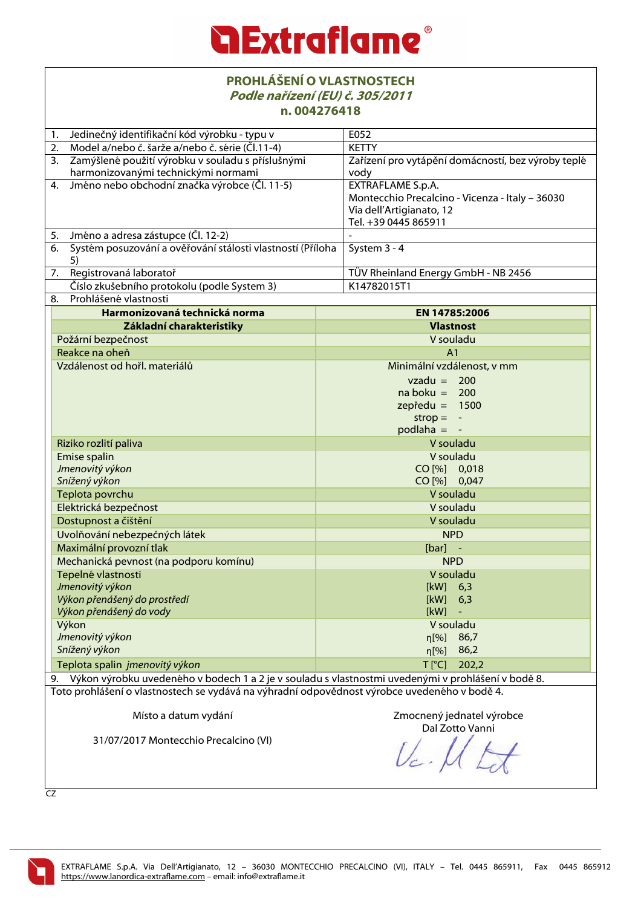# Extraflame®

## PROHLÁŠENÍ O VLASTNOSTECH
***Podle nařízení (EU) č. 305/2011***
**n. 004276418**

| | |
|---|---|
| 1. Jedinečný identifikační kód výrobku - typu v | E052 |
| 2. Model a/nebo č. šarže a/nebo č. série (Čl.11-4) | KETTY |
| 3. Zamýšlené použití výrobku v souladu s příslušnými harmonizovanými technickými normami | Zařízení pro vytápění domácností, bez výroby teplé vody |
| 4. Jméno nebo obchodní značka výrobce (Čl. 11-5) | EXTRAFLAME S.p.A.<br>Montecchio Precalcino - Vicenza - Italy – 36030<br>Via dell'Artigianato, 12<br>Tel. +39 0445 865911 |
| 5. Jméno a adresa zástupce (Čl. 12-2) | - |
| 6. Systém posuzování a ověřování stálosti vlastností (Příloha 5) | System 3 - 4 |
| 7. Registrovaná laboratoř | TÜV Rheinland Energy GmbH - NB 2456 |
| Číslo zkušebního protokolu (podle System 3) | K14782015T1 |
| 8. Prohlášené vlastnosti | |

| **Harmonizovaná technická norma** | **EN 14785:2006** |
|---|---|
| **Základní charakteristiky** | **Vlastnost** |
| Požární bezpečnost | V souladu |
| Reakce na oheň | A1 |
| Vzdálenost od hořl. materiálů | Minimální vzdálenost, v mm<br>vzadu = 200<br>na boku = 200<br>zepředu = 1500<br>strop = -<br>podlaha = - |
| Riziko rozlití paliva | V souladu |
| Emise spalin<br>*Jmenovitý výkon*<br>*Snížený výkon* | V souladu<br>CO [%] 0,018<br>CO [%] 0,047 |
| Teplota povrchu | V souladu |
| Elektrická bezpečnost | V souladu |
| Dostupnost a čištění | V souladu |
| Uvolňování nebezpečných látek | NPD |
| Maximální provozní tlak | [bar] - |
| Mechanická pevnost (na podporu komínu) | NPD |
| Tepelné vlastnosti<br>*Jmenovitý výkon*<br>*Výkon přenášený do prostředí*<br>*Výkon přenášený do vody* | V souladu<br>[kW] 6,3<br>[kW] 6,3<br>[kW] - |
| Výkon<br>*Jmenovitý výkon*<br>*Snížený výkon* | V souladu<br>η[%] 86,7<br>η[%] 86,2 |
| Teplota spalin *jmenovitý výkon* | T [°C] 202,2 |

9. Výkon výrobku uvedeného v bodech 1 a 2 je v souladu s vlastnostmi uvedenými v prohlášení v bodě 8.

Toto prohlášení o vlastnostech se vydává na výhradní odpovědnost výrobce uvedeného v bodě 4.

Místo a datum vydání

31/07/2017 Montecchio Precalcino (VI)

Zmocnený jednatel výrobce
Dal Zotto Vanni

CZ

EXTRAFLAME S.p.A. Via Dell'Artigianato, 12 – 36030 MONTECCHIO PRECALCINO (VI), ITALY – Tel. 0445 865911, Fax 0445 865912
https://www.lanordica-extraflame.com – email: info@extraflame.it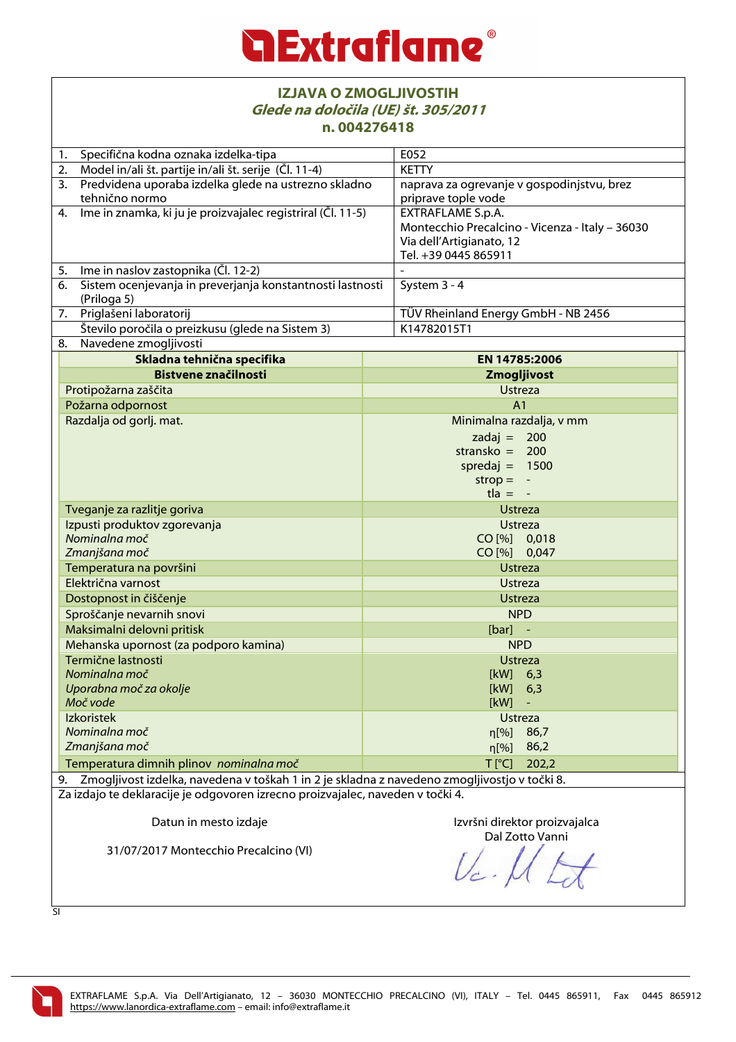# Extraflame®

## IZJAVA O ZMOGLJIVOSTIH

### *Glede na določila (UE) št. 305/2011*

### n. 004276418

| | | |
|---|---|---|
| 1. | Specifična kodna oznaka izdelka-tipa | E052 |
| 2. | Model in/ali št. partije in/ali št. serije (Čl. 11-4) | KETTY |
| 3. | Predvidena uporaba izdelka glede na ustrezno skladno tehnično normo | naprava za ogrevanje v gospodinjstvu, brez priprave tople vode |
| 4. | Ime in znamka, ki ju je proizvajalec registriral (Čl. 11-5) | EXTRAFLAME S.p.A.<br>Montecchio Precalcino - Vicenza - Italy – 36030<br>Via dell'Artigianato, 12<br>Tel. +39 0445 865911 |
| 5. | Ime in naslov zastopnika (Čl. 12-2) | - |
| 6. | Sistem ocenjevanja in preverjanja konstantnosti lastnosti (Priloga 5) | System 3 - 4 |
| 7. | Priglašeni laboratorij | TÜV Rheinland Energy GmbH - NB 2456 |
| | Število poročila o preizkusu (glede na Sistem 3) | K14782015T1 |
| 8. | Navedene zmogljivosti | |

| Skladna tehnična specifika | EN 14785:2006 |
|---|---|
| **Bistvene značilnosti** | **Zmogljivost** |
| Protipožarna zaščita | Ustreza |
| Požarna odpornost | A1 |
| Razdalja od gorlj. mat. | Minimalna razdalja, v mm<br>zadaj = 200<br>stransko = 200<br>spredaj = 1500<br>strop = -<br>tla = - |
| Tveganje za razlitje goriva | Ustreza |
| Izpusti produktov zgorevanja<br>*Nominalna moč*<br>*Zmanjšana moč* | Ustreza<br>CO [%] 0,018<br>CO [%] 0,047 |
| Temperatura na površini | Ustreza |
| Električna varnost | Ustreza |
| Dostopnost in čiščenje | Ustreza |
| Sproščanje nevarnih snovi | NPD |
| Maksimalni delovni pritisk | [bar] - |
| Mehanska upornost (za podporo kamina) | NPD |
| Termične lastnosti<br>*Nominalna moč*<br>*Uporabna moč za okolje*<br>*Moč vode* | Ustreza<br>[kW] 6,3<br>[kW] 6,3<br>[kW] - |
| Izkoristek<br>*Nominalna moč*<br>*Zmanjšana moč* | Ustreza<br>η[%] 86,7<br>η[%] 86,2 |
| Temperatura dimnih plinov *nominalna moč* | T [°C] 202,2 |

9. Zmogljivost izdelka, navedena v toškah 1 in 2 je skladna z navedeno zmogljivostjo v točki 8.

Za izdajo te deklaracije je odgovoren izrecno proizvajalec, naveden v točki 4.

Datun in mesto izdaje

31/07/2017 Montecchio Precalcino (VI)

Izvršni direktor proizvajalca
Dal Zotto Vanni

SI

EXTRAFLAME S.p.A. Via Dell'Artigianato, 12 – 36030 MONTECCHIO PRECALCINO (VI), ITALY – Tel. 0445 865911, Fax 0445 865912
https://www.lanordica-extraflame.com – email: info@extraflame.it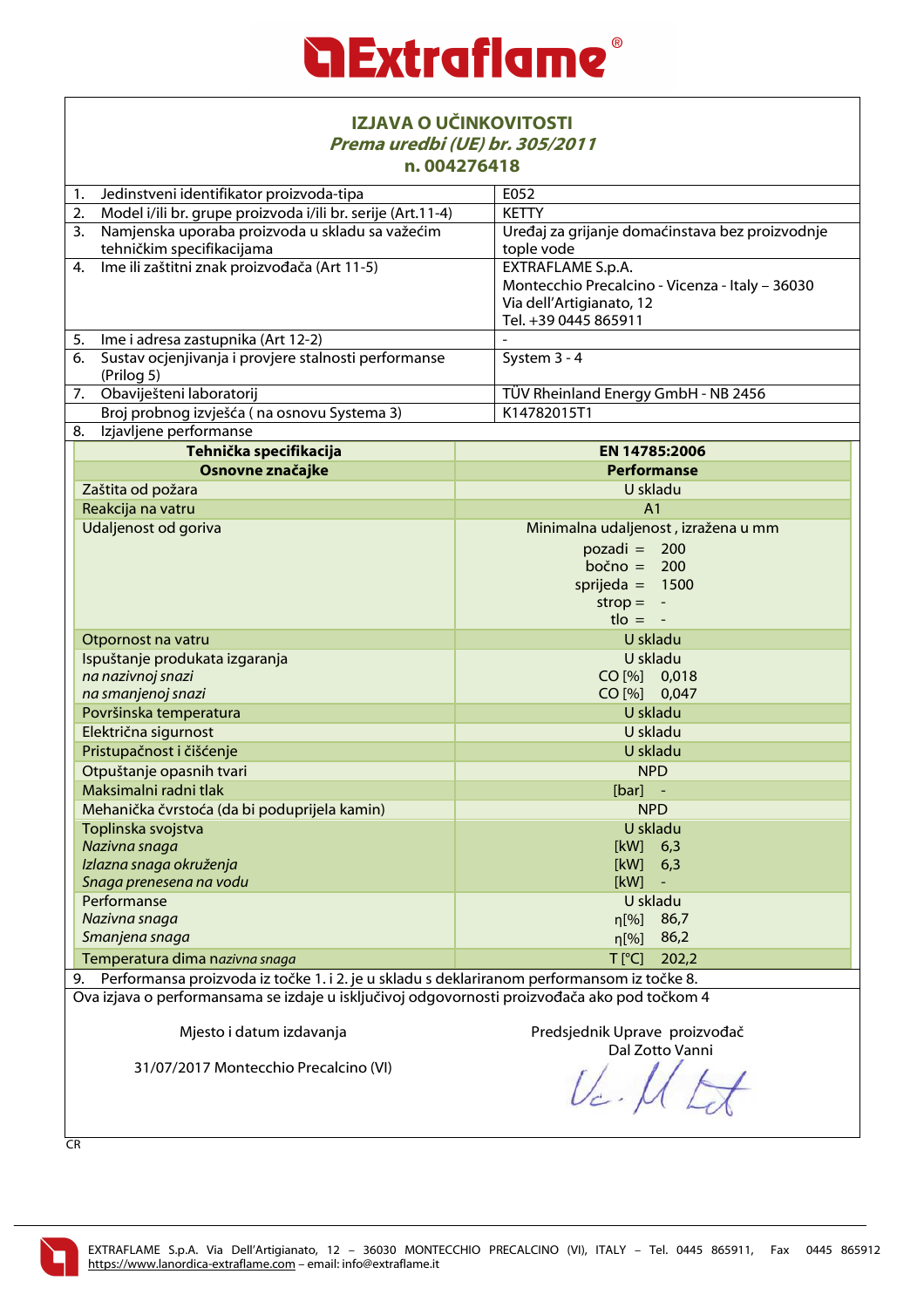# Extraflame®

## IZJAVA O UČINKOVITOSTI
### *Prema uredbi (UE) br. 305/2011*
### n. 004276418

| | | |
|---|---|---|
| 1. | Jedinstveni identifikator proizvoda-tipa | E052 |
| 2. | Model i/ili br. grupe proizvoda i/ili br. serije (Art.11-4) | KETTY |
| 3. | Namjenska uporaba proizvoda u skladu sa važećim tehničkim specifikacijama | Uređaj za grijanje domaćinstava bez proizvodnje tople vode |
| 4. | Ime ili zaštitni znak proizvođača (Art 11-5) | EXTRAFLAME S.p.A.<br>Montecchio Precalcino - Vicenza - Italy – 36030<br>Via dell'Artigianato, 12<br>Tel. +39 0445 865911 |
| 5. | Ime i adresa zastupnika (Art 12-2) | - |
| 6. | Sustav ocjenjivanja i provjere stalnosti performanse (Prilog 5) | System 3 - 4 |
| 7. | Obaviješteni laboratorij | TÜV Rheinland Energy GmbH - NB 2456 |
| | Broj probnog izvješća ( na osnovu Systema 3) | K14782015T1 |
| 8. | Izjavljene performanse | |

| Tehnička specifikacija | EN 14785:2006 |
|---|---|
| **Osnovne značajke** | **Performanse** |
| Zaštita od požara | U skladu |
| Reakcija na vatru | A1 |
| Udaljenost od goriva | Minimalna udaljenost , izražena u mm<br>pozadi = 200<br>bočno = 200<br>sprijeda = 1500<br>strop = -<br>tlo = - |
| Otpornost na vatru | U skladu |
| Ispuštanje produkata izgaranja<br>*na nazivnoj snazi*<br>*na smanjenoj snazi* | U skladu<br>CO [%] 0,018<br>CO [%] 0,047 |
| Površinska temperatura | U skladu |
| Električna sigurnost | U skladu |
| Pristupačnost i čišćenje | U skladu |
| Otpuštanje opasnih tvari | NPD |
| Maksimalni radni tlak | [bar] - |
| Mehanička čvrstoća (da bi poduprijela kamin) | NPD |
| Toplinska svojstva<br>*Nazivna snaga*<br>*Izlazna snaga okruženja*<br>*Snaga prenesena na vodu* | U skladu<br>[kW] 6,3<br>[kW] 6,3<br>[kW] - |
| Performanse<br>*Nazivna snaga*<br>*Smanjena snaga* | U skladu<br>η[%] 86,7<br>η[%] 86,2 |
| Temperatura dima *nazivna snaga* | T [°C] 202,2 |

9. Performansa proizvoda iz točke 1. i 2. je u skladu s deklariranom performansom iz točke 8.

Ova izjava o performansama se izdaje u isključivoj odgovornosti proizvođača ako pod točkom 4

Mjesto i datum izdavanja

31/07/2017 Montecchio Precalcino (VI)

Predsjednik Uprave proizvođač
Dal Zotto Vanni

CR

EXTRAFLAME S.p.A. Via Dell'Artigianato, 12 – 36030 MONTECCHIO PRECALCINO (VI), ITALY – Tel. 0445 865911, Fax 0445 865912
https://www.lanordica-extraflame.com – email: info@extraflame.it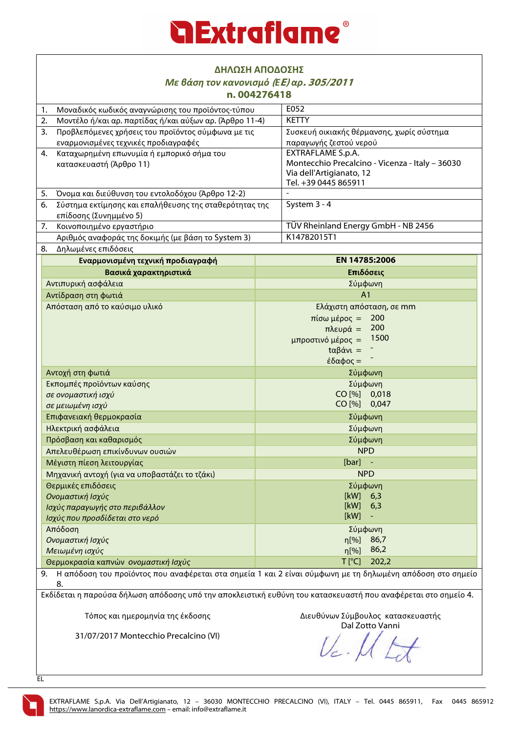# Extraflame

## ΔΗΛΩΣΗ ΑΠΟΔΟΣΗΣ

***Με βάση τον κανονισμό (ΕΕ) αρ. 305/2011***

**n. 004276418**

| | | |
|---|---|---|
| 1. | Μοναδικός κωδικός αναγνώρισης του προϊόντος-τύπου | E052 |
| 2. | Μοντέλο ή/και αρ. παρτίδας ή/και αύξων αρ. (Άρθρο 11-4) | KETTY |
| 3. | Προβλεπόμενες χρήσεις του προϊόντος σύμφωνα με τις εναρμονισμένες τεχνικές προδιαγραφές | Συσκευή οικιακής θέρμανσης, χωρίς σύστημα παραγωγής ζεστού νερού |
| 4. | Καταχωρημένη επωνυμία ή εμπορικό σήμα του κατασκευαστή (Άρθρο 11) | EXTRAFLAME S.p.A.<br>Montecchio Precalcino - Vicenza - Italy – 36030<br>Via dell'Artigianato, 12<br>Tel. +39 0445 865911 |
| 5. | Όνομα και διεύθυνση του εντολοδόχου (Άρθρο 12-2) | - |
| 6. | Σύστημα εκτίμησης και επαλήθευσης της σταθερότητας της επίδοσης (Συνημμένο 5) | System 3 - 4 |
| 7. | Κοινοποιημένο εργαστήριο | TÜV Rheinland Energy GmbH - NB 2456 |
| | Αριθμός αναφοράς της δοκιμής (με βάση το System 3) | K14782015T1 |
| 8. | Δηλωμένες επιδόσεις | |

| **Εναρμονισμένη τεχνική προδιαγραφή** | **EN 14785:2006** |
|---|---|
| **Βασικά χαρακτηριστικά** | **Επιδόσεις** |
| Αντιπυρική ασφάλεια | Σύμφωνη |
| Αντίδραση στη φωτιά | A1 |
| Απόσταση από το καύσιμο υλικό | Ελάχιστη απόσταση, σε mm<br>πίσω μέρος = 200<br>πλευρά = 200<br>μπροστινό μέρος = 1500<br>ταβάνι = -<br>έδαφος = - |
| Αντοχή στη φωτιά | Σύμφωνη |
| Εκπομπές προϊόντων καύσης<br>*σε ονομαστική ισχύ*<br>*σε μειωμένη ισχύ* | Σύμφωνη<br>CO [%] 0,018<br>CO [%] 0,047 |
| Επιφανειακή θερμοκρασία | Σύμφωνη |
| Ηλεκτρική ασφάλεια | Σύμφωνη |
| Πρόσβαση και καθαρισμός | Σύμφωνη |
| Απελευθέρωση επικίνδυνων ουσιών | NPD |
| Μέγιστη πίεση λειτουργίας | [bar] - |
| Μηχανική αντοχή (για να υποβαστάζει το τζάκι) | NPD |
| Θερμικές επιδόσεις<br>*Ονομαστική Ισχύς*<br>*Ισχύς παραγωγής στο περιβάλλον*<br>*Ισχύς που προσδίδεται στο νερό* | Σύμφωνη<br>[kW] 6,3<br>[kW] 6,3<br>[kW] - |
| Απόδοση<br>*Ονομαστική Ισχύς*<br>*Μειωμένη ισχύς* | Σύμφωνη<br>η[%] 86,7<br>η[%] 86,2 |
| Θερμοκρασία καπνών *ονομαστική Ισχύς* | T [°C] 202,2 |

9. Η απόδοση του προϊόντος που αναφέρεται στα σημεία 1 και 2 είναι σύμφωνη με τη δηλωμένη απόδοση στο σημείο 8.

Εκδίδεται η παρούσα δήλωση απόδοσης υπό την αποκλειστική ευθύνη του κατασκευαστή που αναφέρεται στο σημείο 4.

Τόπος και ημερομηνία της έκδοσης

31/07/2017 Montecchio Precalcino (VI)

Διευθύνων Σύμβουλος κατασκευαστής
Dal Zotto Vanni

EL

EXTRAFLAME S.p.A. Via Dell'Artigianato, 12 – 36030 MONTECCHIO PRECALCINO (VI), ITALY – Tel. 0445 865911, Fax 0445 865912
https://www.lanordica-extraflame.com – email: info@extraflame.it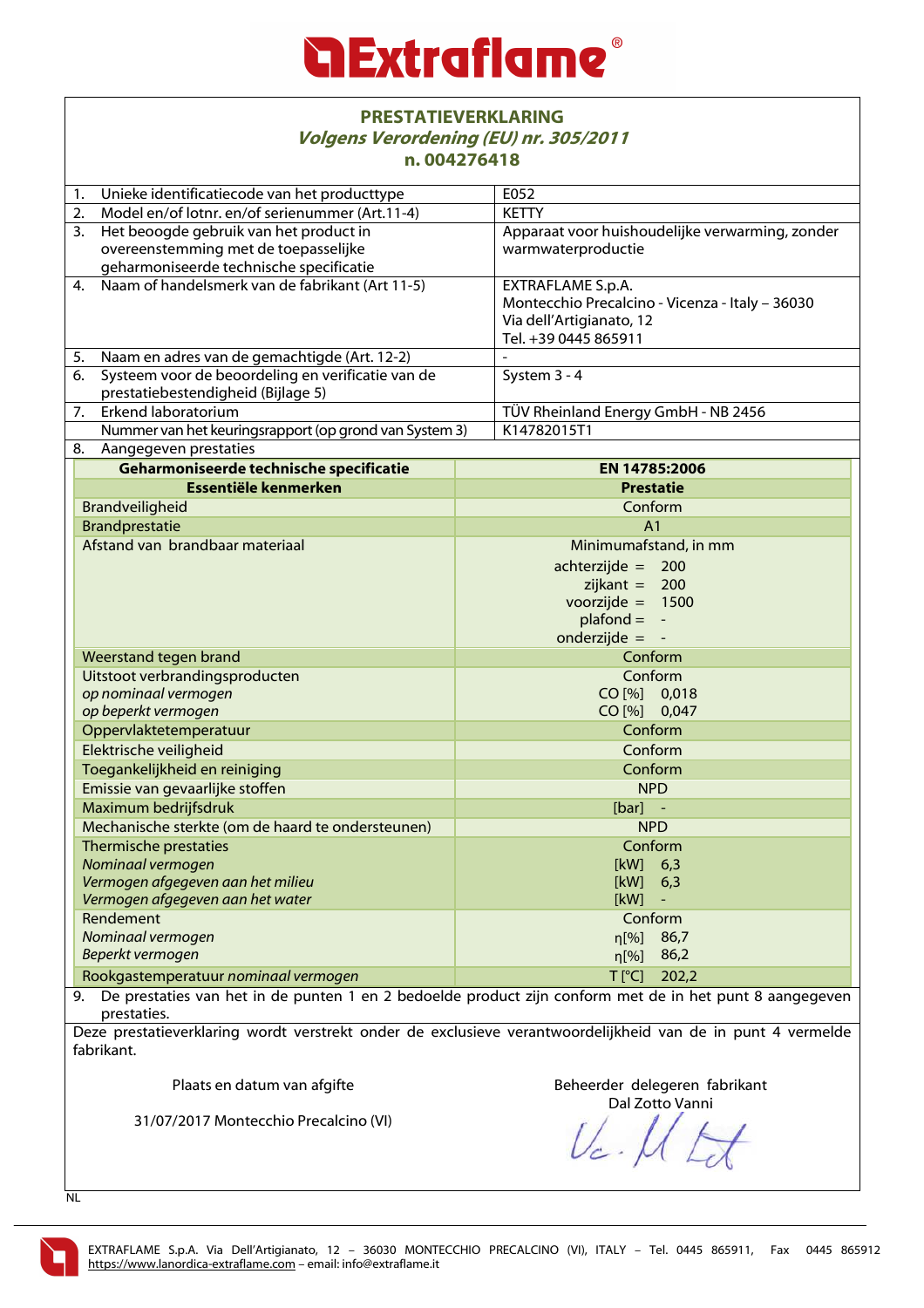# Extraflame®

## PRESTATIEVERKLARING

***Volgens Verordening (EU) nr. 305/2011***

**n. 004276418**

| | | |
|---|---|---|
| 1. | Unieke identificatiecode van het producttype | E052 |
| 2. | Model en/of lotnr. en/of serienummer (Art.11-4) | KETTY |
| 3. | Het beoogde gebruik van het product in overeenstemming met de toepasselijke geharmoniseerde technische specificatie | Apparaat voor huishoudelijke verwarming, zonder warmwaterproductie |
| 4. | Naam of handelsmerk van de fabrikant (Art 11-5) | EXTRAFLAME S.p.A.<br>Montecchio Precalcino - Vicenza - Italy – 36030<br>Via dell'Artigianato, 12<br>Tel. +39 0445 865911 |
| 5. | Naam en adres van de gemachtigde (Art. 12-2) | - |
| 6. | Systeem voor de beoordeling en verificatie van de prestatiebestendigheid (Bijlage 5) | System 3 - 4 |
| 7. | Erkend laboratorium | TÜV Rheinland Energy GmbH - NB 2456 |
| | Nummer van het keuringsrapport (op grond van System 3) | K14782015T1 |
| 8. | Aangegeven prestaties | |

| **Geharmoniseerde technische specificatie** | **EN 14785:2006** |
|---|---|
| **Essentiële kenmerken** | **Prestatie** |
| Brandveiligheid | Conform |
| Brandprestatie | A1 |
| Afstand van brandbaar materiaal | Minimumafstand, in mm<br>achterzijde = 200<br>zijkant = 200<br>voorzijde = 1500<br>plafond = -<br>onderzijde = - |
| Weerstand tegen brand | Conform |
| Uitstoot verbrandingsproducten<br>*op nominaal vermogen*<br>*op beperkt vermogen* | Conform<br>CO [%] 0,018<br>CO [%] 0,047 |
| Oppervlaktetemperatuur | Conform |
| Elektrische veiligheid | Conform |
| Toegankelijkheid en reiniging | Conform |
| Emissie van gevaarlijke stoffen | NPD |
| Maximum bedrijfsdruk | [bar] - |
| Mechanische sterkte (om de haard te ondersteunen) | NPD |
| Thermische prestaties<br>*Nominaal vermogen*<br>*Vermogen afgegeven aan het milieu*<br>*Vermogen afgegeven aan het water* | Conform<br>[kW] 6,3<br>[kW] 6,3<br>[kW] - |
| Rendement<br>*Nominaal vermogen*<br>*Beperkt vermogen* | Conform<br>η[%] 86,7<br>η[%] 86,2 |
| Rookgastemperatuur *nominaal vermogen* | T [°C] 202,2 |

9. De prestaties van het in de punten 1 en 2 bedoelde product zijn conform met de in het punt 8 aangegeven prestaties.

Deze prestatieverklaring wordt verstrekt onder de exclusieve verantwoordelijkheid van de in punt 4 vermelde fabrikant.

Plaats en datum van afgifte

31/07/2017 Montecchio Precalcino (VI)

Beheerder delegeren fabrikant
Dal Zotto Vanni

NL

EXTRAFLAME S.p.A. Via Dell'Artigianato, 12 – 36030 MONTECCHIO PRECALCINO (VI), ITALY – Tel. 0445 865911, Fax 0445 865912
https://www.lanordica-extraflame.com – email: info@extraflame.it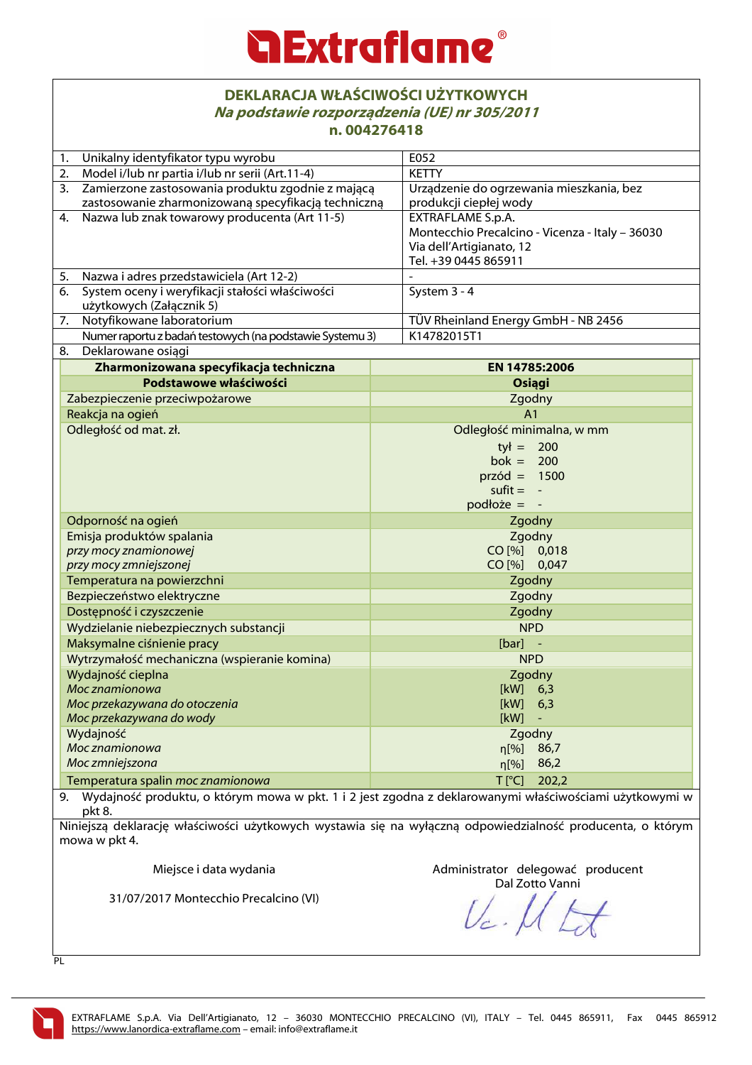# Extraflame®

## DEKLARACJA WŁAŚCIWOŚCI UŻYTKOWYCH

***Na podstawie rozporządzenia (UE) nr 305/2011***

**n. 004276418**

| | | |
|---|---|---|
| 1. | Unikalny identyfikator typu wyrobu | E052 |
| 2. | Model i/lub nr partia i/lub nr serii (Art.11-4) | KETTY |
| 3. | Zamierzone zastosowania produktu zgodnie z mającą zastosowanie zharmonizowaną specyfikacją techniczną | Urządzenie do ogrzewania mieszkania, bez produkcji ciepłej wody |
| 4. | Nazwa lub znak towarowy producenta (Art 11-5) | EXTRAFLAME S.p.A.<br>Montecchio Precalcino - Vicenza - Italy – 36030<br>Via dell'Artigianato, 12<br>Tel. +39 0445 865911 |
| 5. | Nazwa i adres przedstawiciela (Art 12-2) | - |
| 6. | System oceny i weryfikacji stałości właściwości użytkowych (Załącznik 5) | System 3 - 4 |
| 7. | Notyfikowane laboratorium | TÜV Rheinland Energy GmbH - NB 2456 |
| | Numer raportu z badań testowych (na podstawie Systemu 3) | K14782015T1 |
| 8. | Deklarowane osiągi | |

| **Zharmonizowana specyfikacja techniczna** | **EN 14785:2006** |
|---|---|
| **Podstawowe właściwości** | **Osiągi** |
| Zabezpieczenie przeciwpożarowe | Zgodny |
| Reakcja na ogień | A1 |
| Odległość od mat. zł. | Odległość minimalna, w mm<br>tył = 200<br>bok = 200<br>przód = 1500<br>sufit = -<br>podłoże = - |
| Odporność na ogień | Zgodny |
| Emisja produktów spalania<br>*przy mocy znamionowej*<br>*przy mocy zmniejszonej* | Zgodny<br>CO [%] 0,018<br>CO [%] 0,047 |
| Temperatura na powierzchni | Zgodny |
| Bezpieczeństwo elektryczne | Zgodny |
| Dostępność i czyszczenie | Zgodny |
| Wydzielanie niebezpiecznych substancji | NPD |
| Maksymalne ciśnienie pracy | [bar] - |
| Wytrzymałość mechaniczna (wspieranie komina) | NPD |
| Wydajność cieplna<br>*Moc znamionowa*<br>*Moc przekazywana do otoczenia*<br>*Moc przekazywana do wody* | Zgodny<br>[kW] 6,3<br>[kW] 6,3<br>[kW] - |
| Wydajność<br>*Moc znamionowa*<br>*Moc zmniejszona* | Zgodny<br>η[%] 86,7<br>η[%] 86,2 |
| Temperatura spalin *moc znamionowa* | T [°C] 202,2 |

9. Wydajność produktu, o którym mowa w pkt. 1 i 2 jest zgodna z deklarowanymi właściwościami użytkowymi w pkt 8.

Niniejszą deklarację właściwości użytkowych wystawia się na wyłączną odpowiedzialność producenta, o którym mowa w pkt 4.

Miejsce i data wydania

31/07/2017 Montecchio Precalcino (VI)

Administrator delegować producent
Dal Zotto Vanni

PL

EXTRAFLAME S.p.A. Via Dell'Artigianato, 12 – 36030 MONTECCHIO PRECALCINO (VI), ITALY – Tel. 0445 865911, Fax 0445 865912
https://www.lanordica-extraflame.com – email: info@extraflame.it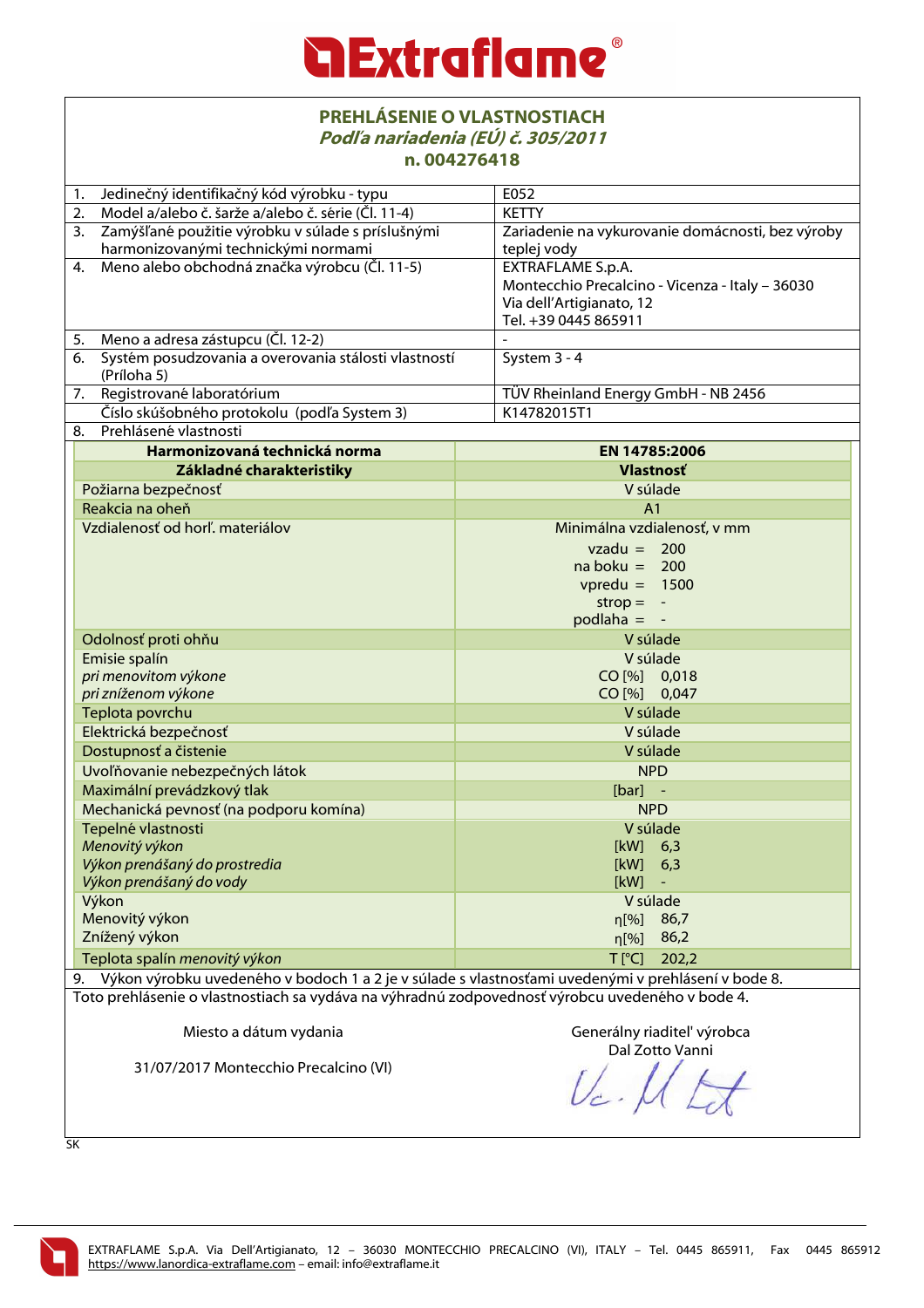# Extraflame®

## PREHLÁSENIE O VLASTNOSTIACH
***Podľa nariadenia (EÚ) č. 305/2011***
**n. 004276418**

| | | |
|---|---|---|
| 1. | Jedinečný identifikačný kód výrobku - typu | E052 |
| 2. | Model a/alebo č. šarže a/alebo č. série (Čl. 11-4) | KETTY |
| 3. | Zamýšľané použitie výrobku v súlade s príslušnými harmonizovanými technickými normami | Zariadenie na vykurovanie domácnosti, bez výroby teplej vody |
| 4. | Meno alebo obchodná značka výrobcu (Čl. 11-5) | EXTRAFLAME S.p.A.<br>Montecchio Precalcino - Vicenza - Italy – 36030<br>Via dell'Artigianato, 12<br>Tel. +39 0445 865911 |
| 5. | Meno a adresa zástupcu (Čl. 12-2) | - |
| 6. | Systém posudzovania a overovania stálosti vlastností (Príloha 5) | System 3 - 4 |
| 7. | Registrované laboratórium | TÜV Rheinland Energy GmbH - NB 2456 |
| | Číslo skúšobného protokolu (podľa System 3) | K14782015T1 |
| 8. | Prehlásené vlastnosti | |

| Harmonizovaná technická norma | EN 14785:2006 |
|---|---|
| **Základné charakteristiky** | **Vlastnosť** |
| Požiarna bezpečnosť | V súlade |
| Reakcia na oheň | A1 |
| Vzdialenosť od horľ. materiálov | Minimálna vzdialenosť, v mm<br>vzadu = 200<br>na boku = 200<br>vpredu = 1500<br>strop = -<br>podlaha = - |
| Odolnosť proti ohňu | V súlade |
| Emisie spalín<br>*pri menovitom výkone*<br>*pri zníženom výkone* | V súlade<br>CO [%] 0,018<br>CO [%] 0,047 |
| Teplota povrchu | V súlade |
| Elektrická bezpečnosť | V súlade |
| Dostupnosť a čistenie | V súlade |
| Uvoľňovanie nebezpečných látok | NPD |
| Maximální prevádzkový tlak | [bar] - |
| Mechanická pevnosť (na podporu komína) | NPD |
| Tepelné vlastnosti<br>*Menovitý výkon*<br>*Výkon prenášaný do prostredia*<br>*Výkon prenášaný do vody* | V súlade<br>[kW] 6,3<br>[kW] 6,3<br>[kW] - |
| Výkon<br>Menovitý výkon<br>Znížený výkon | V súlade<br>η[%] 86,7<br>η[%] 86,2 |
| Teplota spalín *menovitý výkon* | T [°C] 202,2 |

9. Výkon výrobku uvedeného v bodoch 1 a 2 je v súlade s vlastnosťami uvedenými v prehlásení v bode 8.

Toto prehlásenie o vlastnostiach sa vydáva na výhradnú zodpovednosť výrobcu uvedeného v bode 4.

Miesto a dátum vydania

31/07/2017 Montecchio Precalcino (VI)

Generálny riaditeľ výrobca
Dal Zotto Vanni

SK

EXTRAFLAME S.p.A. Via Dell'Artigianato, 12 – 36030 MONTECCHIO PRECALCINO (VI), ITALY – Tel. 0445 865911, Fax 0445 865912
https://www.lanordica-extraflame.com – email: info@extraflame.it